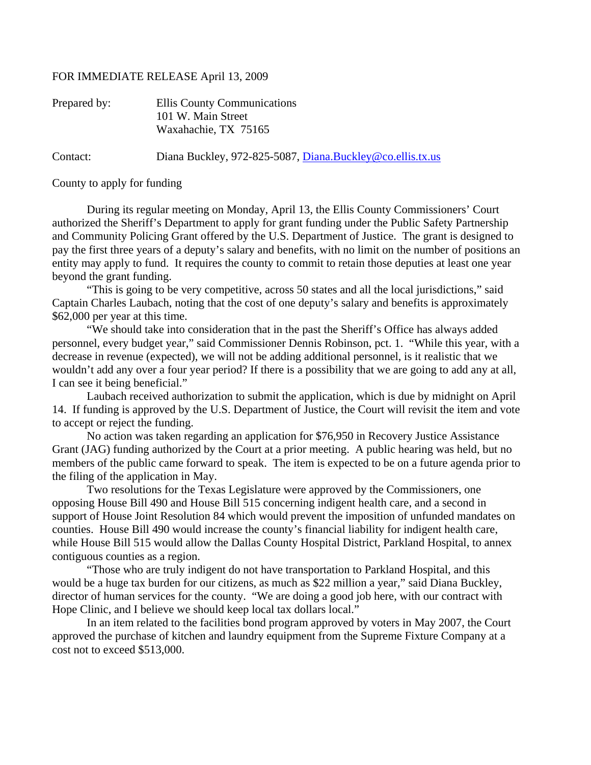FOR IMMEDIATE RELEASE April 13, 2009

Prepared by: Ellis County Communications
101 W. Main Street
Waxahachie, TX 75165

Contact: Diana Buckley, 972-825-5087, Diana.Buckley@co.ellis.tx.us

County to apply for funding

During its regular meeting on Monday, April 13, the Ellis County Commissioners' Court authorized the Sheriff's Department to apply for grant funding under the Public Safety Partnership and Community Policing Grant offered by the U.S. Department of Justice. The grant is designed to pay the first three years of a deputy's salary and benefits, with no limit on the number of positions an entity may apply to fund. It requires the county to commit to retain those deputies at least one year beyond the grant funding.

"This is going to be very competitive, across 50 states and all the local jurisdictions," said Captain Charles Laubach, noting that the cost of one deputy's salary and benefits is approximately $62,000 per year at this time.

"We should take into consideration that in the past the Sheriff's Office has always added personnel, every budget year," said Commissioner Dennis Robinson, pct. 1. "While this year, with a decrease in revenue (expected), we will not be adding additional personnel, is it realistic that we wouldn't add any over a four year period? If there is a possibility that we are going to add any at all, I can see it being beneficial."

Laubach received authorization to submit the application, which is due by midnight on April 14. If funding is approved by the U.S. Department of Justice, the Court will revisit the item and vote to accept or reject the funding.

No action was taken regarding an application for $76,950 in Recovery Justice Assistance Grant (JAG) funding authorized by the Court at a prior meeting. A public hearing was held, but no members of the public came forward to speak. The item is expected to be on a future agenda prior to the filing of the application in May.

Two resolutions for the Texas Legislature were approved by the Commissioners, one opposing House Bill 490 and House Bill 515 concerning indigent health care, and a second in support of House Joint Resolution 84 which would prevent the imposition of unfunded mandates on counties. House Bill 490 would increase the county's financial liability for indigent health care, while House Bill 515 would allow the Dallas County Hospital District, Parkland Hospital, to annex contiguous counties as a region.

"Those who are truly indigent do not have transportation to Parkland Hospital, and this would be a huge tax burden for our citizens, as much as $22 million a year," said Diana Buckley, director of human services for the county. "We are doing a good job here, with our contract with Hope Clinic, and I believe we should keep local tax dollars local."

In an item related to the facilities bond program approved by voters in May 2007, the Court approved the purchase of kitchen and laundry equipment from the Supreme Fixture Company at a cost not to exceed $513,000.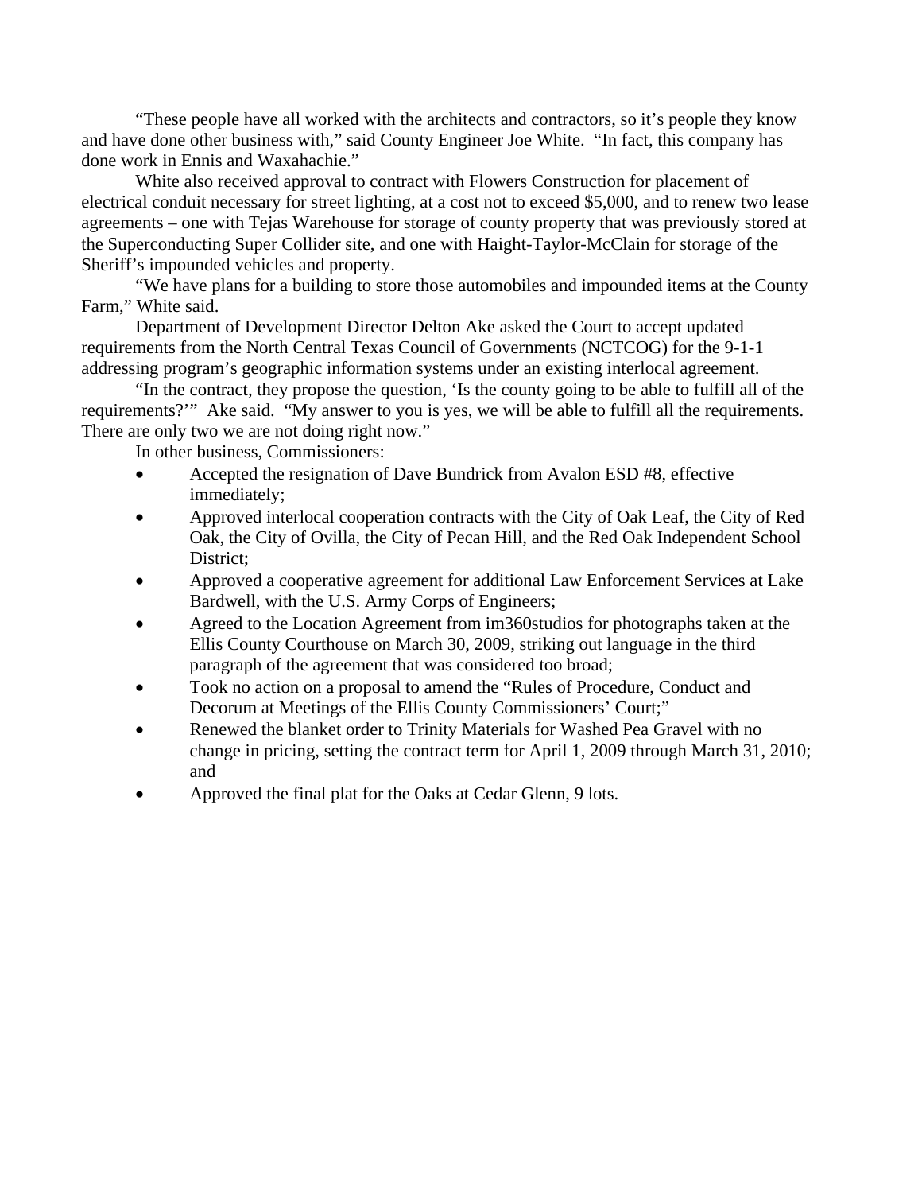"These people have all worked with the architects and contractors, so it's people they know and have done other business with," said County Engineer Joe White. "In fact, this company has done work in Ennis and Waxahachie."

White also received approval to contract with Flowers Construction for placement of electrical conduit necessary for street lighting, at a cost not to exceed $5,000, and to renew two lease agreements – one with Tejas Warehouse for storage of county property that was previously stored at the Superconducting Super Collider site, and one with Haight-Taylor-McClain for storage of the Sheriff's impounded vehicles and property.

"We have plans for a building to store those automobiles and impounded items at the County Farm," White said.

Department of Development Director Delton Ake asked the Court to accept updated requirements from the North Central Texas Council of Governments (NCTCOG) for the 9-1-1 addressing program's geographic information systems under an existing interlocal agreement.

"In the contract, they propose the question, 'Is the county going to be able to fulfill all of the requirements?'" Ake said. "My answer to you is yes, we will be able to fulfill all the requirements. There are only two we are not doing right now."

In other business, Commissioners:

- Accepted the resignation of Dave Bundrick from Avalon ESD #8, effective immediately;
- Approved interlocal cooperation contracts with the City of Oak Leaf, the City of Red Oak, the City of Ovilla, the City of Pecan Hill, and the Red Oak Independent School District;
- Approved a cooperative agreement for additional Law Enforcement Services at Lake Bardwell, with the U.S. Army Corps of Engineers;
- Agreed to the Location Agreement from im360studios for photographs taken at the Ellis County Courthouse on March 30, 2009, striking out language in the third paragraph of the agreement that was considered too broad;
- Took no action on a proposal to amend the "Rules of Procedure, Conduct and Decorum at Meetings of the Ellis County Commissioners' Court;"
- Renewed the blanket order to Trinity Materials for Washed Pea Gravel with no change in pricing, setting the contract term for April 1, 2009 through March 31, 2010; and
- Approved the final plat for the Oaks at Cedar Glenn, 9 lots.